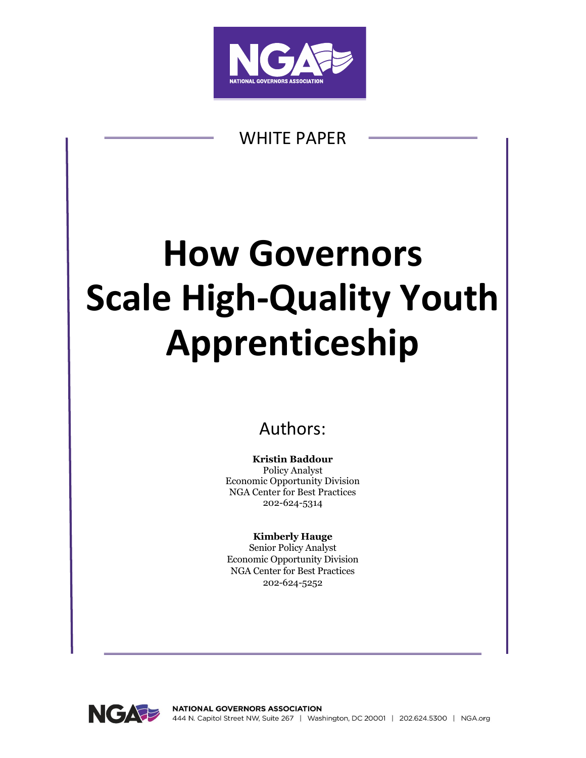WHITE PAPER

# How Governors Scale High-Quality Youth Apprenticeship

Authors:

**Kristin Baddour**
Policy Analyst
Economic Opportunity Division
NGA Center for Best Practices
202-624-5314

**Kimberly Hauge**
Senior Policy Analyst
Economic Opportunity Division
NGA Center for Best Practices
202-624-5252

NATIONAL GOVERNORS ASSOCIATION
444 N. Capitol Street NW, Suite 267 | Washington, DC 20001 | 202.624.5300 | NGA.org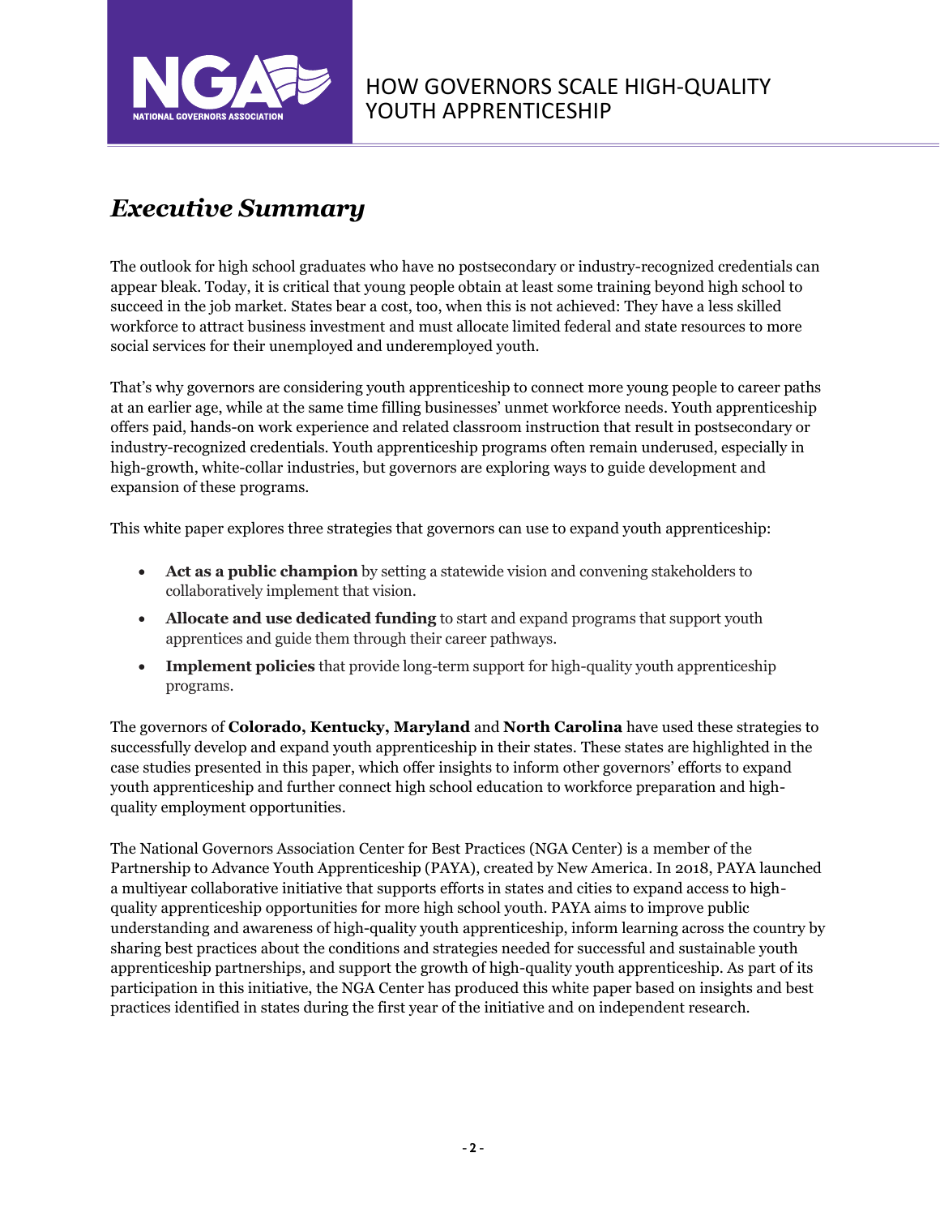## *Executive Summary*

The outlook for high school graduates who have no postsecondary or industry-recognized credentials can appear bleak. Today, it is critical that young people obtain at least some training beyond high school to succeed in the job market. States bear a cost, too, when this is not achieved: They have a less skilled workforce to attract business investment and must allocate limited federal and state resources to more social services for their unemployed and underemployed youth.

That's why governors are considering youth apprenticeship to connect more young people to career paths at an earlier age, while at the same time filling businesses' unmet workforce needs. Youth apprenticeship offers paid, hands-on work experience and related classroom instruction that result in postsecondary or industry-recognized credentials. Youth apprenticeship programs often remain underused, especially in high-growth, white-collar industries, but governors are exploring ways to guide development and expansion of these programs.

This white paper explores three strategies that governors can use to expand youth apprenticeship:

- **Act as a public champion** by setting a statewide vision and convening stakeholders to collaboratively implement that vision.
- **Allocate and use dedicated funding** to start and expand programs that support youth apprentices and guide them through their career pathways.
- **Implement policies** that provide long-term support for high-quality youth apprenticeship programs.

The governors of **Colorado, Kentucky, Maryland** and **North Carolina** have used these strategies to successfully develop and expand youth apprenticeship in their states. These states are highlighted in the case studies presented in this paper, which offer insights to inform other governors' efforts to expand youth apprenticeship and further connect high school education to workforce preparation and high-quality employment opportunities.

The National Governors Association Center for Best Practices (NGA Center) is a member of the Partnership to Advance Youth Apprenticeship (PAYA), created by New America. In 2018, PAYA launched a multiyear collaborative initiative that supports efforts in states and cities to expand access to high-quality apprenticeship opportunities for more high school youth. PAYA aims to improve public understanding and awareness of high-quality youth apprenticeship, inform learning across the country by sharing best practices about the conditions and strategies needed for successful and sustainable youth apprenticeship partnerships, and support the growth of high-quality youth apprenticeship. As part of its participation in this initiative, the NGA Center has produced this white paper based on insights and best practices identified in states during the first year of the initiative and on independent research.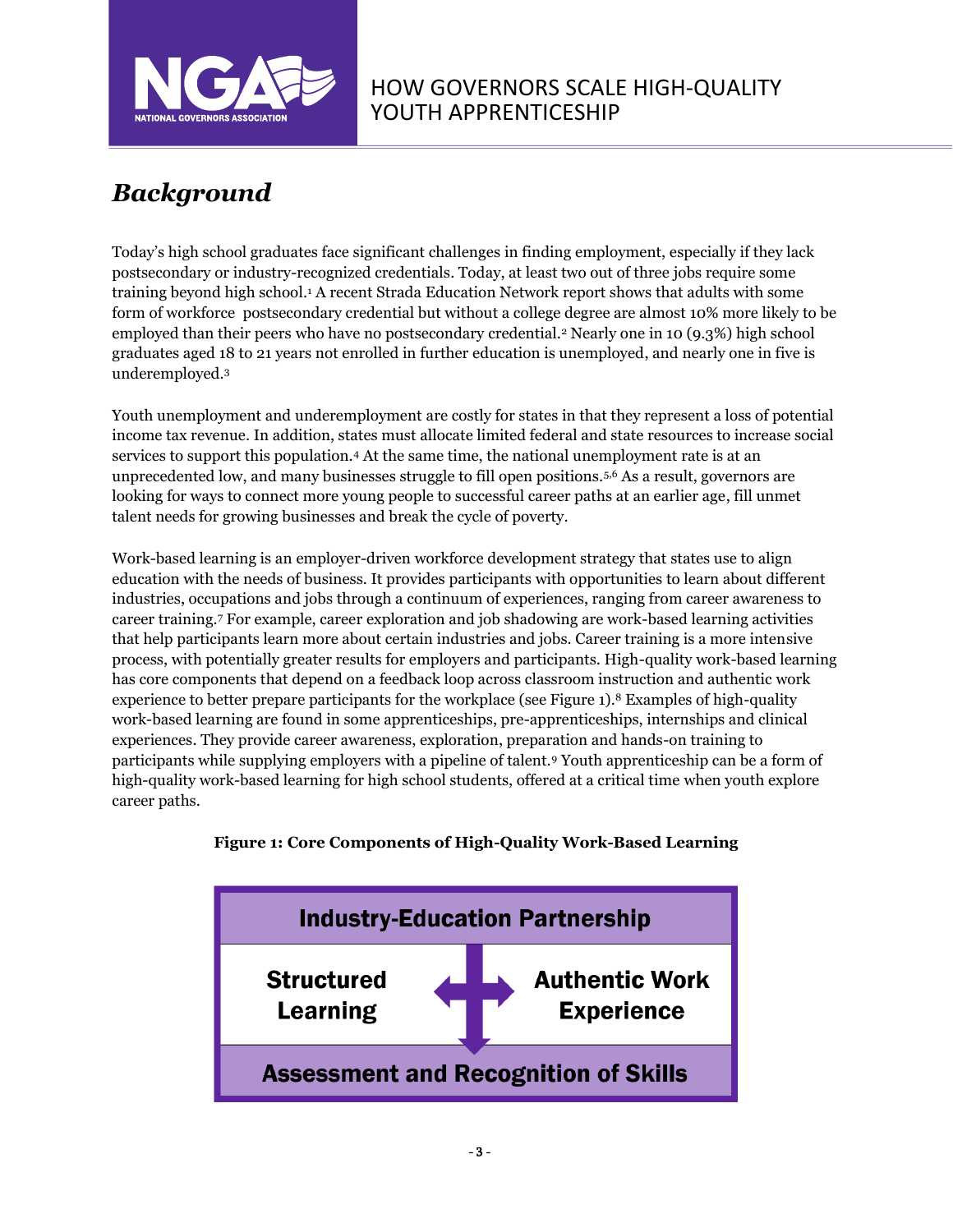## *Background*

Today's high school graduates face significant challenges in finding employment, especially if they lack postsecondary or industry-recognized credentials. Today, at least two out of three jobs require some training beyond high school.[1] A recent Strada Education Network report shows that adults with some form of workforce postsecondary credential but without a college degree are almost 10% more likely to be employed than their peers who have no postsecondary credential.[2] Nearly one in 10 (9.3%) high school graduates aged 18 to 21 years not enrolled in further education is unemployed, and nearly one in five is underemployed.[3]

Youth unemployment and underemployment are costly for states in that they represent a loss of potential income tax revenue. In addition, states must allocate limited federal and state resources to increase social services to support this population.[4] At the same time, the national unemployment rate is at an unprecedented low, and many businesses struggle to fill open positions.[5,6] As a result, governors are looking for ways to connect more young people to successful career paths at an earlier age, fill unmet talent needs for growing businesses and break the cycle of poverty.

Work-based learning is an employer-driven workforce development strategy that states use to align education with the needs of business. It provides participants with opportunities to learn about different industries, occupations and jobs through a continuum of experiences, ranging from career awareness to career training.[7] For example, career exploration and job shadowing are work-based learning activities that help participants learn more about certain industries and jobs. Career training is a more intensive process, with potentially greater results for employers and participants. High-quality work-based learning has core components that depend on a feedback loop across classroom instruction and authentic work experience to better prepare participants for the workplace (see Figure 1).[8] Examples of high-quality work-based learning are found in some apprenticeships, pre-apprenticeships, internships and clinical experiences. They provide career awareness, exploration, preparation and hands-on training to participants while supplying employers with a pipeline of talent.[9] Youth apprenticeship can be a form of high-quality work-based learning for high school students, offered at a critical time when youth explore career paths.

**Figure 1: Core Components of High-Quality Work-Based Learning**

| Industry-Education Partnership | |
|---|---|
| Structured Learning | Authentic Work Experience |
| Assessment and Recognition of Skills | |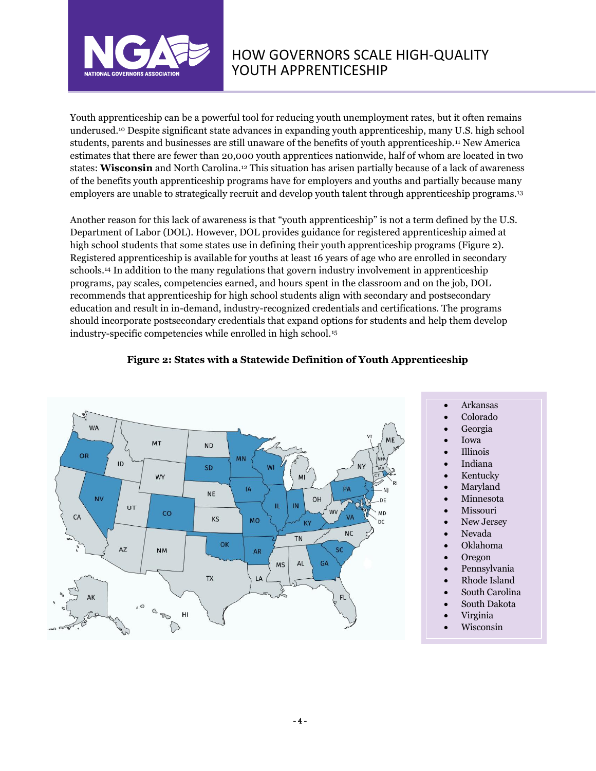Youth apprenticeship can be a powerful tool for reducing youth unemployment rates, but it often remains underused.[10] Despite significant state advances in expanding youth apprenticeship, many U.S. high school students, parents and businesses are still unaware of the benefits of youth apprenticeship.[11] New America estimates that there are fewer than 20,000 youth apprentices nationwide, half of whom are located in two states: **Wisconsin** and North Carolina.[12] This situation has arisen partially because of a lack of awareness of the benefits youth apprenticeship programs have for employers and youths and partially because many employers are unable to strategically recruit and develop youth talent through apprenticeship programs.[13]

Another reason for this lack of awareness is that "youth apprenticeship" is not a term defined by the U.S. Department of Labor (DOL). However, DOL provides guidance for registered apprenticeship aimed at high school students that some states use in defining their youth apprenticeship programs (Figure 2). Registered apprenticeship is available for youths at least 16 years of age who are enrolled in secondary schools.[14] In addition to the many regulations that govern industry involvement in apprenticeship programs, pay scales, competencies earned, and hours spent in the classroom and on the job, DOL recommends that apprenticeship for high school students align with secondary and postsecondary education and result in in-demand, industry-recognized credentials and certifications. The programs should incorporate postsecondary credentials that expand options for students and help them develop industry-specific competencies while enrolled in high school.[15]

**Figure 2: States with a Statewide Definition of Youth Apprenticeship**

- Arkansas
- Colorado
- Georgia
- Iowa
- Illinois
- Indiana
- Kentucky
- Maryland
- Minnesota
- Missouri
- New Jersey
- Nevada
- Oklahoma
- Oregon
- Pennsylvania
- Rhode Island
- South Carolina
- South Dakota
- Virginia
- Wisconsin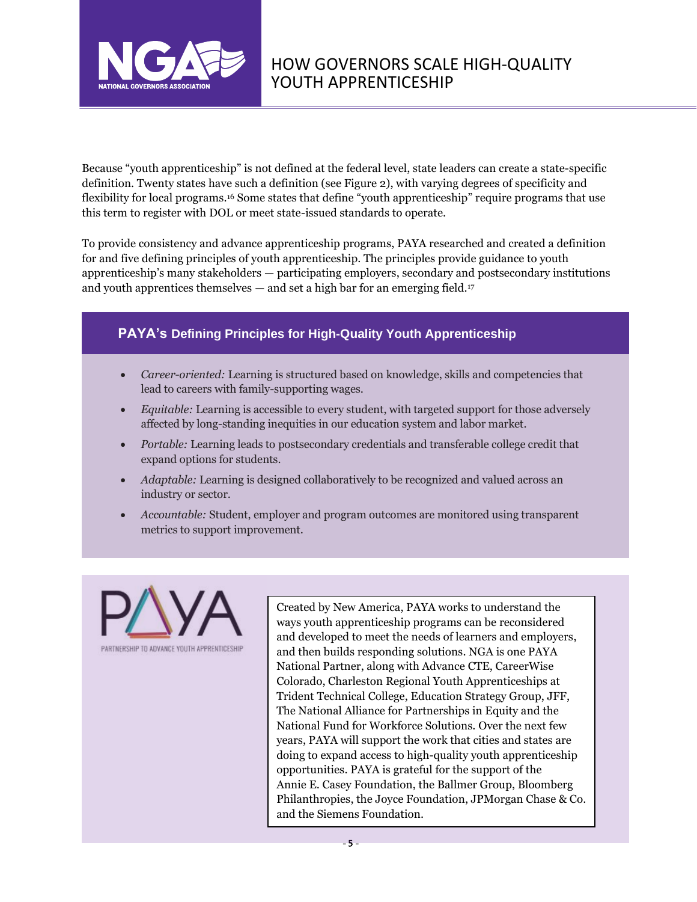Because "youth apprenticeship" is not defined at the federal level, state leaders can create a state-specific definition. Twenty states have such a definition (see Figure 2), with varying degrees of specificity and flexibility for local programs.[16] Some states that define "youth apprenticeship" require programs that use this term to register with DOL or meet state-issued standards to operate.

To provide consistency and advance apprenticeship programs, PAYA researched and created a definition for and five defining principles of youth apprenticeship. The principles provide guidance to youth apprenticeship's many stakeholders — participating employers, secondary and postsecondary institutions and youth apprentices themselves — and set a high bar for an emerging field.[17]

### PAYA's Defining Principles for High-Quality Youth Apprenticeship

- *Career-oriented:* Learning is structured based on knowledge, skills and competencies that lead to careers with family-supporting wages.
- *Equitable:* Learning is accessible to every student, with targeted support for those adversely affected by long-standing inequities in our education system and labor market.
- *Portable:* Learning leads to postsecondary credentials and transferable college credit that expand options for students.
- *Adaptable:* Learning is designed collaboratively to be recognized and valued across an industry or sector.
- *Accountable:* Student, employer and program outcomes are monitored using transparent metrics to support improvement.

PAYA
PARTNERSHIP TO ADVANCE YOUTH APPRENTICESHIP

Created by New America, PAYA works to understand the ways youth apprenticeship programs can be reconsidered and developed to meet the needs of learners and employers, and then builds responding solutions. NGA is one PAYA National Partner, along with Advance CTE, CareerWise Colorado, Charleston Regional Youth Apprenticeships at Trident Technical College, Education Strategy Group, JFF, The National Alliance for Partnerships in Equity and the National Fund for Workforce Solutions. Over the next few years, PAYA will support the work that cities and states are doing to expand access to high-quality youth apprenticeship opportunities. PAYA is grateful for the support of the Annie E. Casey Foundation, the Ballmer Group, Bloomberg Philanthropies, the Joyce Foundation, JPMorgan Chase & Co. and the Siemens Foundation.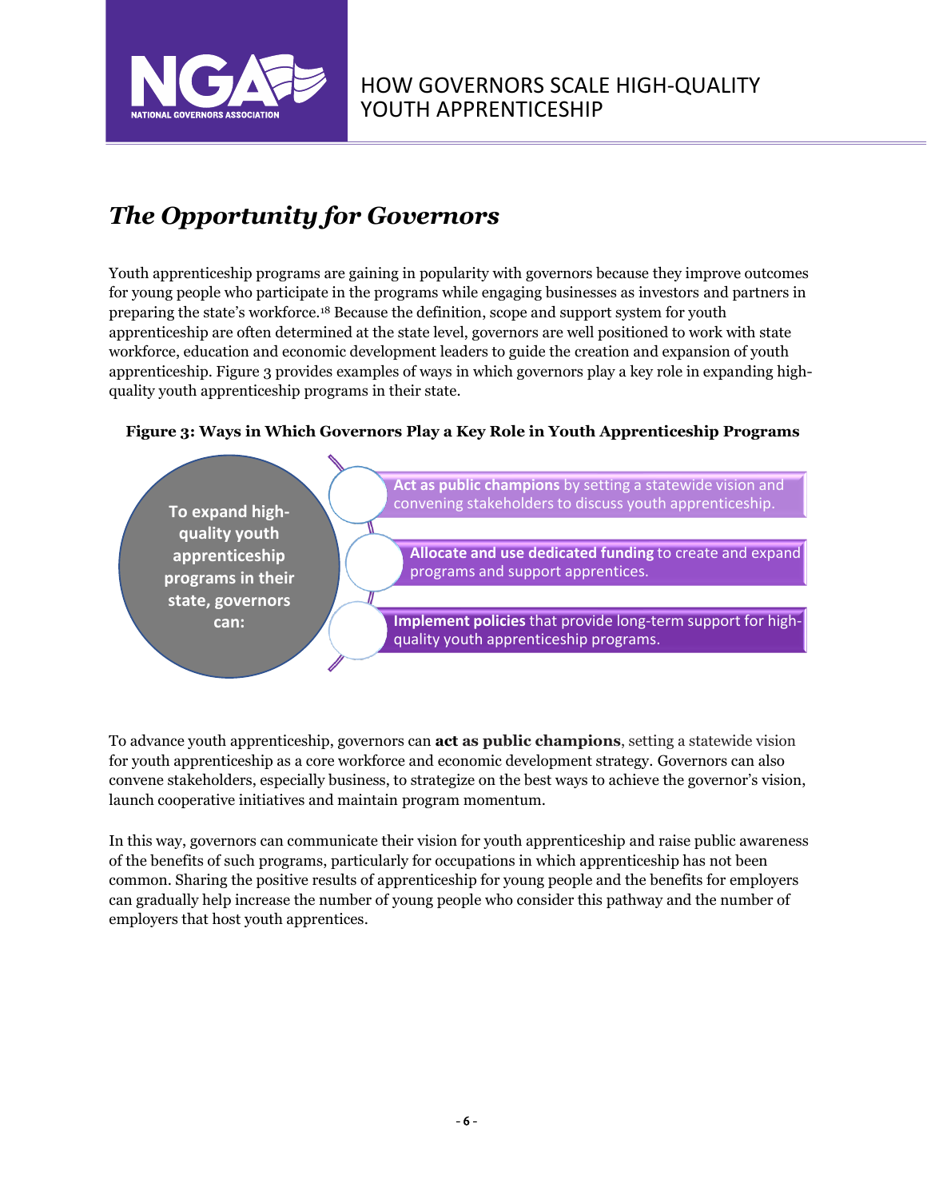## *The Opportunity for Governors*

Youth apprenticeship programs are gaining in popularity with governors because they improve outcomes for young people who participate in the programs while engaging businesses as investors and partners in preparing the state's workforce.[18] Because the definition, scope and support system for youth apprenticeship are often determined at the state level, governors are well positioned to work with state workforce, education and economic development leaders to guide the creation and expansion of youth apprenticeship. Figure 3 provides examples of ways in which governors play a key role in expanding high-quality youth apprenticeship programs in their state.

**Figure 3: Ways in Which Governors Play a Key Role in Youth Apprenticeship Programs**

**To expand high-quality youth apprenticeship programs in their state, governors can:**

- **Act as public champions** by setting a statewide vision and convening stakeholders to discuss youth apprenticeship.
- **Allocate and use dedicated funding** to create and expand programs and support apprentices.
- **Implement policies** that provide long-term support for high-quality youth apprenticeship programs.

To advance youth apprenticeship, governors can **act as public champions**, setting a statewide vision for youth apprenticeship as a core workforce and economic development strategy. Governors can also convene stakeholders, especially business, to strategize on the best ways to achieve the governor's vision, launch cooperative initiatives and maintain program momentum.

In this way, governors can communicate their vision for youth apprenticeship and raise public awareness of the benefits of such programs, particularly for occupations in which apprenticeship has not been common. Sharing the positive results of apprenticeship for young people and the benefits for employers can gradually help increase the number of young people who consider this pathway and the number of employers that host youth apprentices.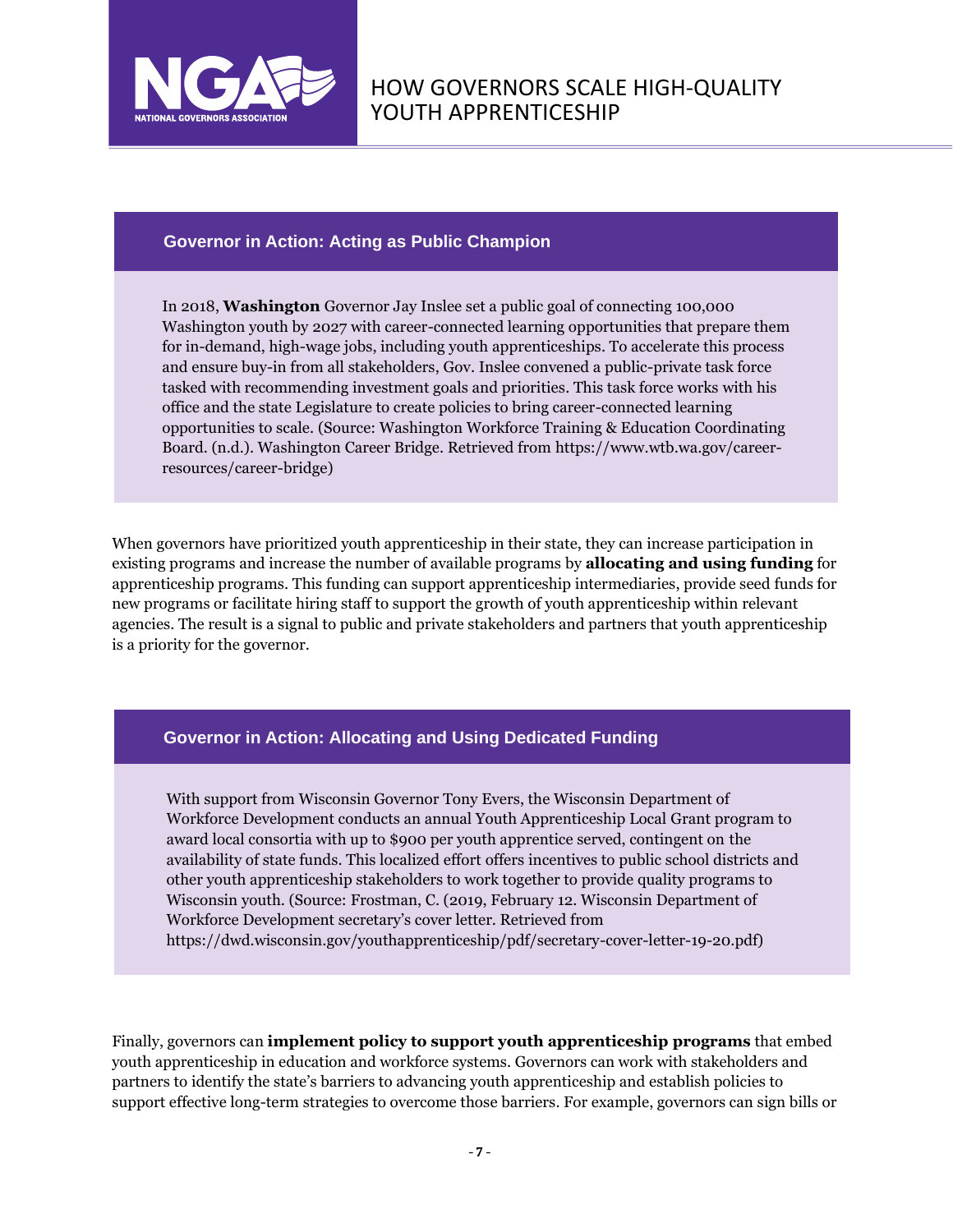### Governor in Action: Acting as Public Champion

In 2018, **Washington** Governor Jay Inslee set a public goal of connecting 100,000 Washington youth by 2027 with career-connected learning opportunities that prepare them for in-demand, high-wage jobs, including youth apprenticeships. To accelerate this process and ensure buy-in from all stakeholders, Gov. Inslee convened a public-private task force tasked with recommending investment goals and priorities. This task force works with his office and the state Legislature to create policies to bring career-connected learning opportunities to scale. (Source: Washington Workforce Training & Education Coordinating Board. (n.d.). Washington Career Bridge. Retrieved from https://www.wtb.wa.gov/career-resources/career-bridge)

When governors have prioritized youth apprenticeship in their state, they can increase participation in existing programs and increase the number of available programs by **allocating and using funding** for apprenticeship programs. This funding can support apprenticeship intermediaries, provide seed funds for new programs or facilitate hiring staff to support the growth of youth apprenticeship within relevant agencies. The result is a signal to public and private stakeholders and partners that youth apprenticeship is a priority for the governor.

### Governor in Action: Allocating and Using Dedicated Funding

With support from Wisconsin Governor Tony Evers, the Wisconsin Department of Workforce Development conducts an annual Youth Apprenticeship Local Grant program to award local consortia with up to $900 per youth apprentice served, contingent on the availability of state funds. This localized effort offers incentives to public school districts and other youth apprenticeship stakeholders to work together to provide quality programs to Wisconsin youth. (Source: Frostman, C. (2019, February 12. Wisconsin Department of Workforce Development secretary's cover letter. Retrieved from https://dwd.wisconsin.gov/youthapprenticeship/pdf/secretary-cover-letter-19-20.pdf)

Finally, governors can **implement policy to support youth apprenticeship programs** that embed youth apprenticeship in education and workforce systems. Governors can work with stakeholders and partners to identify the state's barriers to advancing youth apprenticeship and establish policies to support effective long-term strategies to overcome those barriers. For example, governors can sign bills or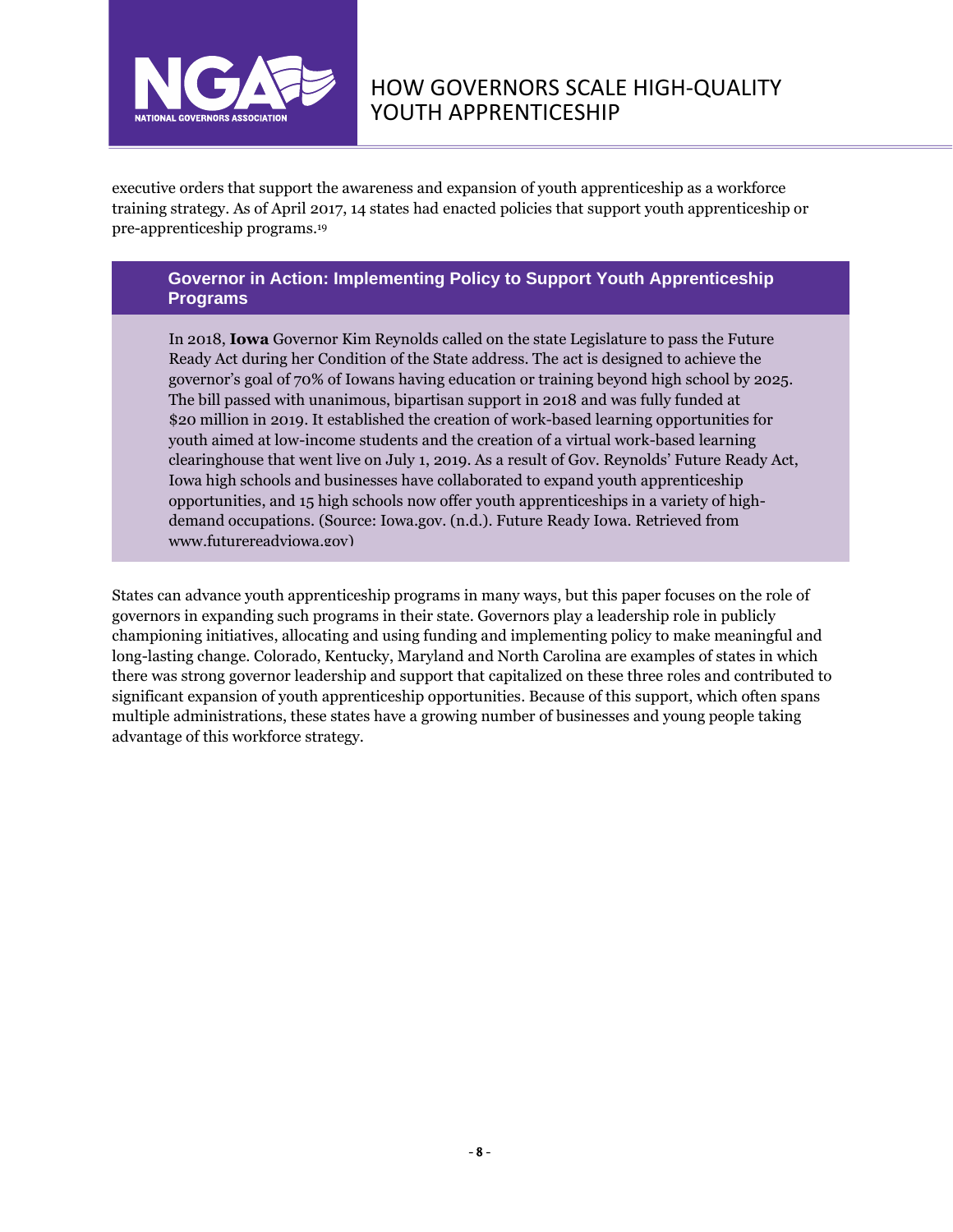executive orders that support the awareness and expansion of youth apprenticeship as a workforce training strategy. As of April 2017, 14 states had enacted policies that support youth apprenticeship or pre-apprenticeship programs.[19]

### Governor in Action: Implementing Policy to Support Youth Apprenticeship Programs

In 2018, **Iowa** Governor Kim Reynolds called on the state Legislature to pass the Future Ready Act during her Condition of the State address. The act is designed to achieve the governor's goal of 70% of Iowans having education or training beyond high school by 2025. The bill passed with unanimous, bipartisan support in 2018 and was fully funded at $20 million in 2019. It established the creation of work-based learning opportunities for youth aimed at low-income students and the creation of a virtual work-based learning clearinghouse that went live on July 1, 2019. As a result of Gov. Reynolds' Future Ready Act, Iowa high schools and businesses have collaborated to expand youth apprenticeship opportunities, and 15 high schools now offer youth apprenticeships in a variety of high-demand occupations. (Source: Iowa.gov. (n.d.). Future Ready Iowa. Retrieved from www.futurereadyiowa.gov)

States can advance youth apprenticeship programs in many ways, but this paper focuses on the role of governors in expanding such programs in their state. Governors play a leadership role in publicly championing initiatives, allocating and using funding and implementing policy to make meaningful and long-lasting change. Colorado, Kentucky, Maryland and North Carolina are examples of states in which there was strong governor leadership and support that capitalized on these three roles and contributed to significant expansion of youth apprenticeship opportunities. Because of this support, which often spans multiple administrations, these states have a growing number of businesses and young people taking advantage of this workforce strategy.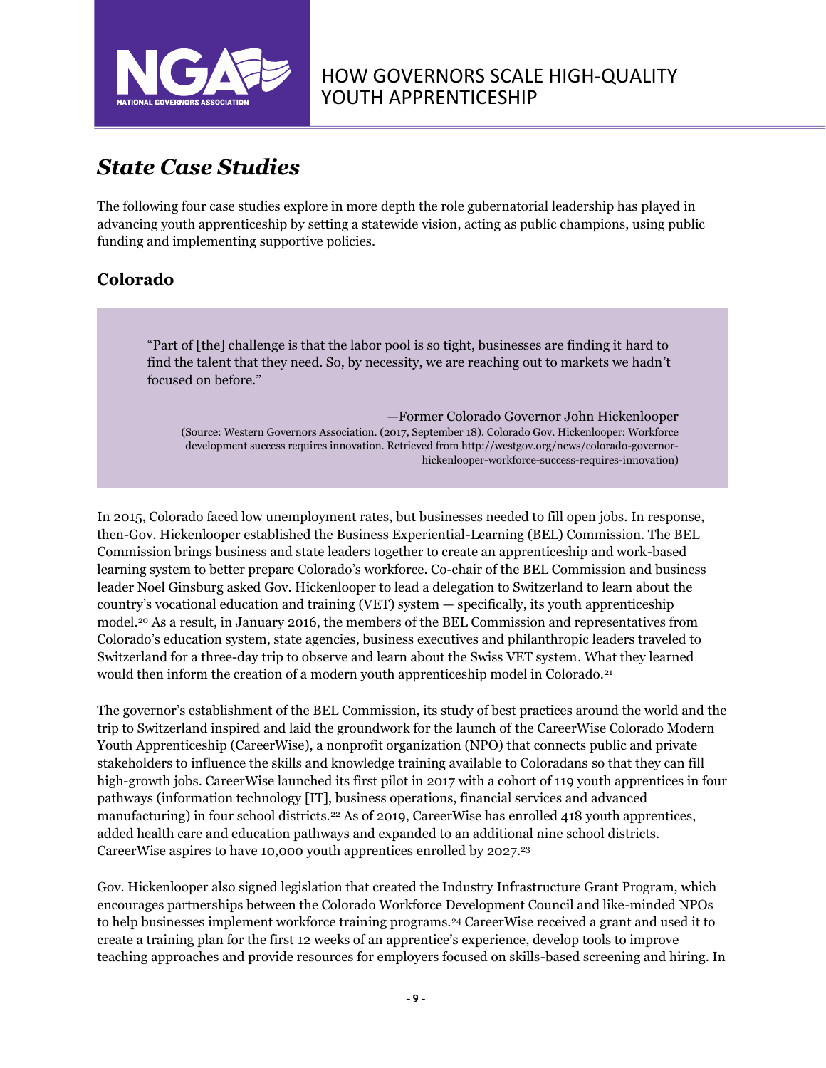## *State Case Studies*

The following four case studies explore in more depth the role gubernatorial leadership has played in advancing youth apprenticeship by setting a statewide vision, acting as public champions, using public funding and implementing supportive policies.

### Colorado

> "Part of [the] challenge is that the labor pool is so tight, businesses are finding it hard to find the talent that they need. So, by necessity, we are reaching out to markets we hadn't focused on before."
>
> —Former Colorado Governor John Hickenlooper
>
> (Source: Western Governors Association. (2017, September 18). Colorado Gov. Hickenlooper: Workforce development success requires innovation. Retrieved from http://westgov.org/news/colorado-governor-hickenlooper-workforce-success-requires-innovation)

In 2015, Colorado faced low unemployment rates, but businesses needed to fill open jobs. In response, then-Gov. Hickenlooper established the Business Experiential-Learning (BEL) Commission. The BEL Commission brings business and state leaders together to create an apprenticeship and work-based learning system to better prepare Colorado's workforce. Co-chair of the BEL Commission and business leader Noel Ginsburg asked Gov. Hickenlooper to lead a delegation to Switzerland to learn about the country's vocational education and training (VET) system — specifically, its youth apprenticeship model.[20] As a result, in January 2016, the members of the BEL Commission and representatives from Colorado's education system, state agencies, business executives and philanthropic leaders traveled to Switzerland for a three-day trip to observe and learn about the Swiss VET system. What they learned would then inform the creation of a modern youth apprenticeship model in Colorado.[21]

The governor's establishment of the BEL Commission, its study of best practices around the world and the trip to Switzerland inspired and laid the groundwork for the launch of the CareerWise Colorado Modern Youth Apprenticeship (CareerWise), a nonprofit organization (NPO) that connects public and private stakeholders to influence the skills and knowledge training available to Coloradans so that they can fill high-growth jobs. CareerWise launched its first pilot in 2017 with a cohort of 119 youth apprentices in four pathways (information technology [IT], business operations, financial services and advanced manufacturing) in four school districts.[22] As of 2019, CareerWise has enrolled 418 youth apprentices, added health care and education pathways and expanded to an additional nine school districts. CareerWise aspires to have 10,000 youth apprentices enrolled by 2027.[23]

Gov. Hickenlooper also signed legislation that created the Industry Infrastructure Grant Program, which encourages partnerships between the Colorado Workforce Development Council and like-minded NPOs to help businesses implement workforce training programs.[24] CareerWise received a grant and used it to create a training plan for the first 12 weeks of an apprentice's experience, develop tools to improve teaching approaches and provide resources for employers focused on skills-based screening and hiring. In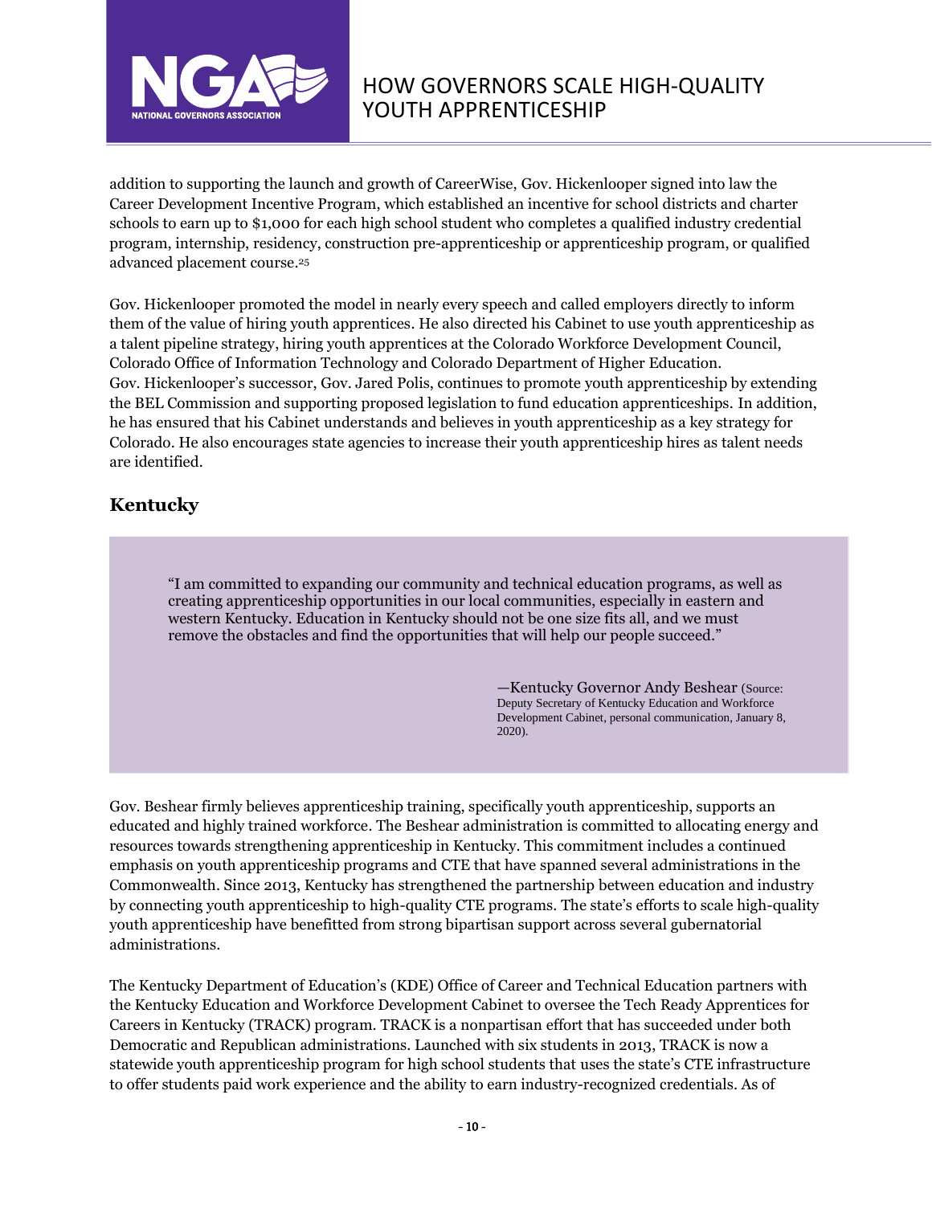addition to supporting the launch and growth of CareerWise, Gov. Hickenlooper signed into law the Career Development Incentive Program, which established an incentive for school districts and charter schools to earn up to $1,000 for each high school student who completes a qualified industry credential program, internship, residency, construction pre-apprenticeship or apprenticeship program, or qualified advanced placement course.[25]

Gov. Hickenlooper promoted the model in nearly every speech and called employers directly to inform them of the value of hiring youth apprentices. He also directed his Cabinet to use youth apprenticeship as a talent pipeline strategy, hiring youth apprentices at the Colorado Workforce Development Council, Colorado Office of Information Technology and Colorado Department of Higher Education. Gov. Hickenlooper's successor, Gov. Jared Polis, continues to promote youth apprenticeship by extending the BEL Commission and supporting proposed legislation to fund education apprenticeships. In addition, he has ensured that his Cabinet understands and believes in youth apprenticeship as a key strategy for Colorado. He also encourages state agencies to increase their youth apprenticeship hires as talent needs are identified.

## Kentucky

> "I am committed to expanding our community and technical education programs, as well as creating apprenticeship opportunities in our local communities, especially in eastern and western Kentucky. Education in Kentucky should not be one size fits all, and we must remove the obstacles and find the opportunities that will help our people succeed."
>
> —Kentucky Governor Andy Beshear (Source: Deputy Secretary of Kentucky Education and Workforce Development Cabinet, personal communication, January 8, 2020).

Gov. Beshear firmly believes apprenticeship training, specifically youth apprenticeship, supports an educated and highly trained workforce. The Beshear administration is committed to allocating energy and resources towards strengthening apprenticeship in Kentucky. This commitment includes a continued emphasis on youth apprenticeship programs and CTE that have spanned several administrations in the Commonwealth. Since 2013, Kentucky has strengthened the partnership between education and industry by connecting youth apprenticeship to high-quality CTE programs. The state's efforts to scale high-quality youth apprenticeship have benefitted from strong bipartisan support across several gubernatorial administrations.

The Kentucky Department of Education's (KDE) Office of Career and Technical Education partners with the Kentucky Education and Workforce Development Cabinet to oversee the Tech Ready Apprentices for Careers in Kentucky (TRACK) program. TRACK is a nonpartisan effort that has succeeded under both Democratic and Republican administrations. Launched with six students in 2013, TRACK is now a statewide youth apprenticeship program for high school students that uses the state's CTE infrastructure to offer students paid work experience and the ability to earn industry-recognized credentials. As of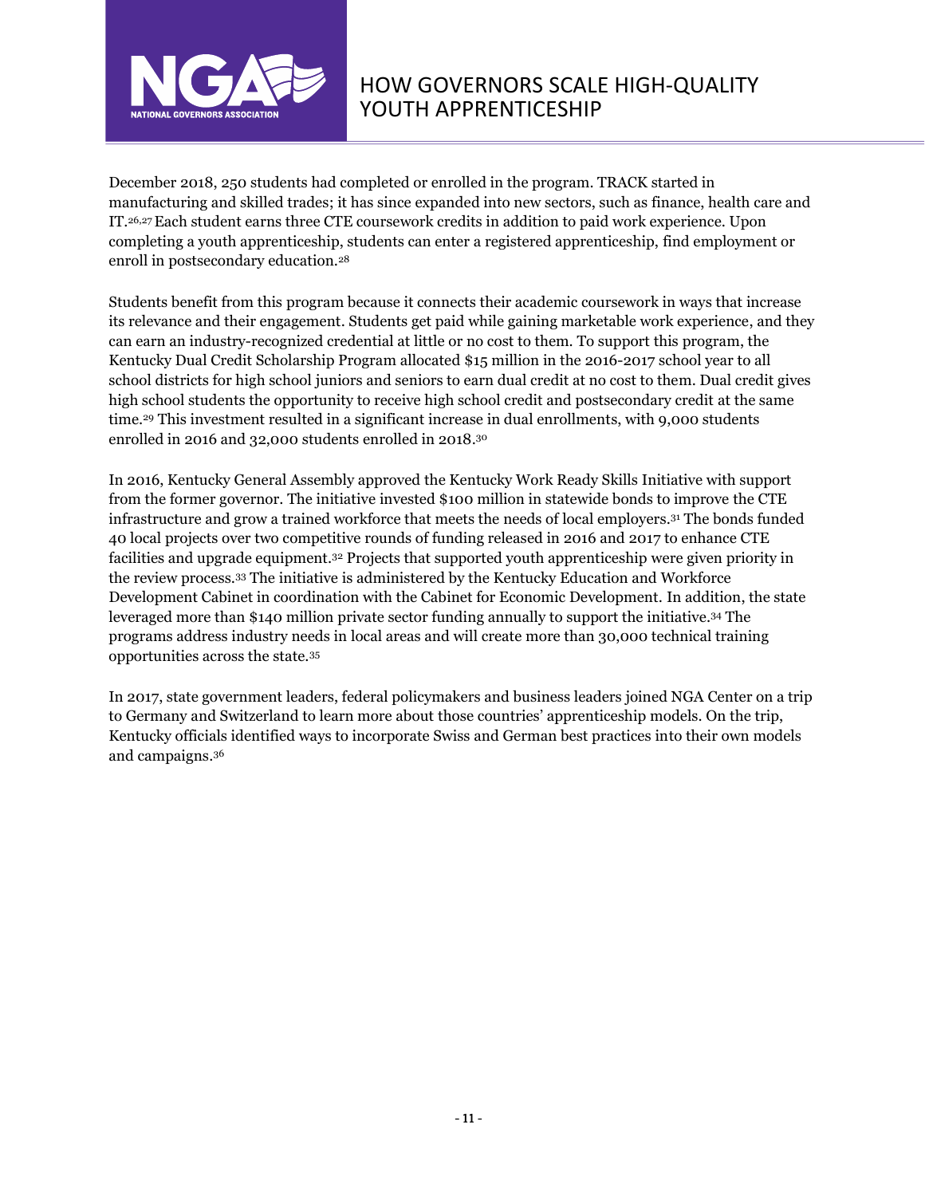December 2018, 250 students had completed or enrolled in the program. TRACK started in manufacturing and skilled trades; it has since expanded into new sectors, such as finance, health care and IT.[26,27] Each student earns three CTE coursework credits in addition to paid work experience. Upon completing a youth apprenticeship, students can enter a registered apprenticeship, find employment or enroll in postsecondary education.[28]

Students benefit from this program because it connects their academic coursework in ways that increase its relevance and their engagement. Students get paid while gaining marketable work experience, and they can earn an industry-recognized credential at little or no cost to them. To support this program, the Kentucky Dual Credit Scholarship Program allocated $15 million in the 2016-2017 school year to all school districts for high school juniors and seniors to earn dual credit at no cost to them. Dual credit gives high school students the opportunity to receive high school credit and postsecondary credit at the same time.[29] This investment resulted in a significant increase in dual enrollments, with 9,000 students enrolled in 2016 and 32,000 students enrolled in 2018.[30]

In 2016, Kentucky General Assembly approved the Kentucky Work Ready Skills Initiative with support from the former governor. The initiative invested $100 million in statewide bonds to improve the CTE infrastructure and grow a trained workforce that meets the needs of local employers.[31] The bonds funded 40 local projects over two competitive rounds of funding released in 2016 and 2017 to enhance CTE facilities and upgrade equipment.[32] Projects that supported youth apprenticeship were given priority in the review process.[33] The initiative is administered by the Kentucky Education and Workforce Development Cabinet in coordination with the Cabinet for Economic Development. In addition, the state leveraged more than $140 million private sector funding annually to support the initiative.[34] The programs address industry needs in local areas and will create more than 30,000 technical training opportunities across the state.[35]

In 2017, state government leaders, federal policymakers and business leaders joined NGA Center on a trip to Germany and Switzerland to learn more about those countries' apprenticeship models. On the trip, Kentucky officials identified ways to incorporate Swiss and German best practices into their own models and campaigns.[36]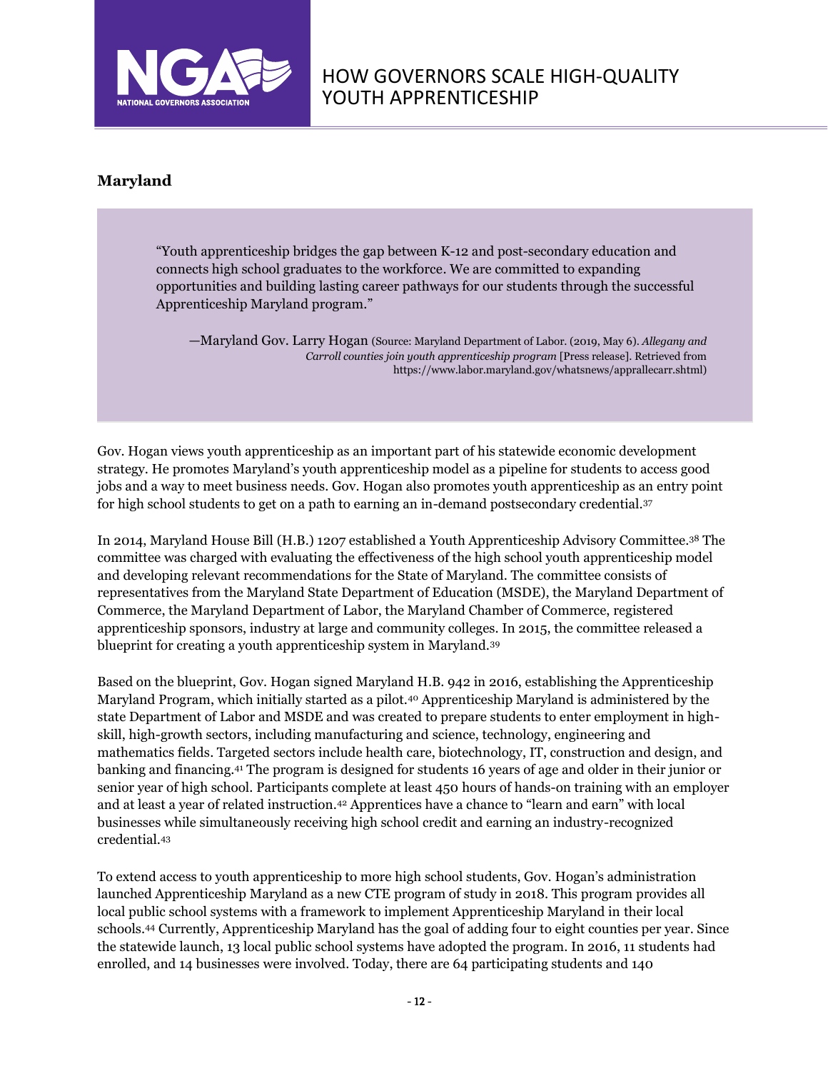## Maryland

> "Youth apprenticeship bridges the gap between K-12 and post-secondary education and connects high school graduates to the workforce. We are committed to expanding opportunities and building lasting career pathways for our students through the successful Apprenticeship Maryland program."
>
> —Maryland Gov. Larry Hogan (Source: Maryland Department of Labor. (2019, May 6). *Allegany and Carroll counties join youth apprenticeship program* [Press release]. Retrieved from https://www.labor.maryland.gov/whatsnews/apprallecarr.shtml)

Gov. Hogan views youth apprenticeship as an important part of his statewide economic development strategy. He promotes Maryland's youth apprenticeship model as a pipeline for students to access good jobs and a way to meet business needs. Gov. Hogan also promotes youth apprenticeship as an entry point for high school students to get on a path to earning an in-demand postsecondary credential.[37]

In 2014, Maryland House Bill (H.B.) 1207 established a Youth Apprenticeship Advisory Committee.[38] The committee was charged with evaluating the effectiveness of the high school youth apprenticeship model and developing relevant recommendations for the State of Maryland. The committee consists of representatives from the Maryland State Department of Education (MSDE), the Maryland Department of Commerce, the Maryland Department of Labor, the Maryland Chamber of Commerce, registered apprenticeship sponsors, industry at large and community colleges. In 2015, the committee released a blueprint for creating a youth apprenticeship system in Maryland.[39]

Based on the blueprint, Gov. Hogan signed Maryland H.B. 942 in 2016, establishing the Apprenticeship Maryland Program, which initially started as a pilot.[40] Apprenticeship Maryland is administered by the state Department of Labor and MSDE and was created to prepare students to enter employment in high-skill, high-growth sectors, including manufacturing and science, technology, engineering and mathematics fields. Targeted sectors include health care, biotechnology, IT, construction and design, and banking and financing.[41] The program is designed for students 16 years of age and older in their junior or senior year of high school. Participants complete at least 450 hours of hands-on training with an employer and at least a year of related instruction.[42] Apprentices have a chance to "learn and earn" with local businesses while simultaneously receiving high school credit and earning an industry-recognized credential.[43]

To extend access to youth apprenticeship to more high school students, Gov. Hogan's administration launched Apprenticeship Maryland as a new CTE program of study in 2018. This program provides all local public school systems with a framework to implement Apprenticeship Maryland in their local schools.[44] Currently, Apprenticeship Maryland has the goal of adding four to eight counties per year. Since the statewide launch, 13 local public school systems have adopted the program. In 2016, 11 students had enrolled, and 14 businesses were involved. Today, there are 64 participating students and 140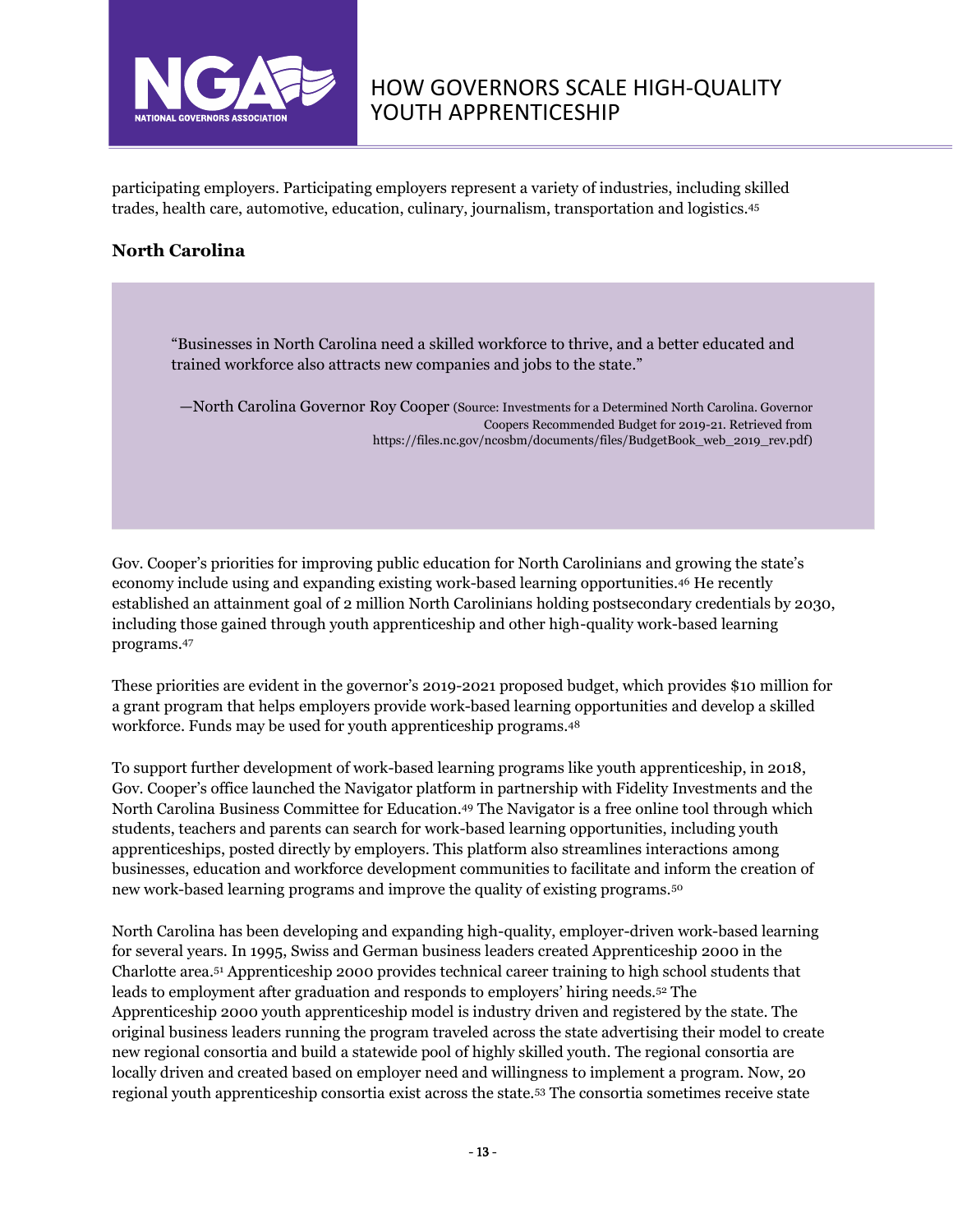participating employers. Participating employers represent a variety of industries, including skilled trades, health care, automotive, education, culinary, journalism, transportation and logistics.[45]

### North Carolina

> "Businesses in North Carolina need a skilled workforce to thrive, and a better educated and trained workforce also attracts new companies and jobs to the state."
>
> —North Carolina Governor Roy Cooper (Source: Investments for a Determined North Carolina. Governor Coopers Recommended Budget for 2019-21. Retrieved from https://files.nc.gov/ncosbm/documents/files/BudgetBook_web_2019_rev.pdf)

Gov. Cooper's priorities for improving public education for North Carolinians and growing the state's economy include using and expanding existing work-based learning opportunities.[46] He recently established an attainment goal of 2 million North Carolinians holding postsecondary credentials by 2030, including those gained through youth apprenticeship and other high-quality work-based learning programs.[47]

These priorities are evident in the governor's 2019-2021 proposed budget, which provides $10 million for a grant program that helps employers provide work-based learning opportunities and develop a skilled workforce. Funds may be used for youth apprenticeship programs.[48]

To support further development of work-based learning programs like youth apprenticeship, in 2018, Gov. Cooper's office launched the Navigator platform in partnership with Fidelity Investments and the North Carolina Business Committee for Education.[49] The Navigator is a free online tool through which students, teachers and parents can search for work-based learning opportunities, including youth apprenticeships, posted directly by employers. This platform also streamlines interactions among businesses, education and workforce development communities to facilitate and inform the creation of new work-based learning programs and improve the quality of existing programs.[50]

North Carolina has been developing and expanding high-quality, employer-driven work-based learning for several years. In 1995, Swiss and German business leaders created Apprenticeship 2000 in the Charlotte area.[51] Apprenticeship 2000 provides technical career training to high school students that leads to employment after graduation and responds to employers' hiring needs.[52] The Apprenticeship 2000 youth apprenticeship model is industry driven and registered by the state. The original business leaders running the program traveled across the state advertising their model to create new regional consortia and build a statewide pool of highly skilled youth. The regional consortia are locally driven and created based on employer need and willingness to implement a program. Now, 20 regional youth apprenticeship consortia exist across the state.[53] The consortia sometimes receive state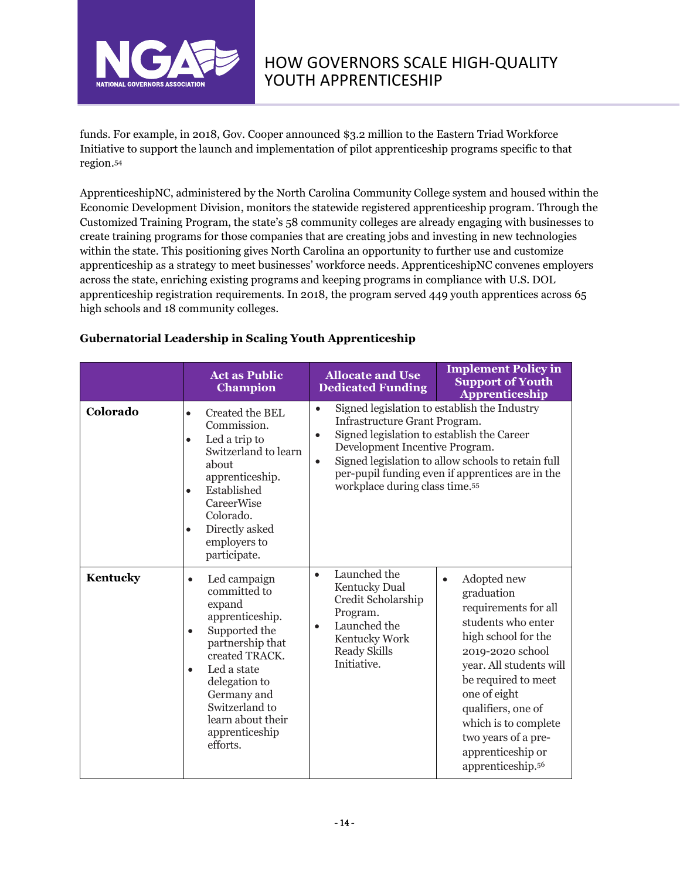funds. For example, in 2018, Gov. Cooper announced $3.2 million to the Eastern Triad Workforce Initiative to support the launch and implementation of pilot apprenticeship programs specific to that region.[54]

ApprenticeshipNC, administered by the North Carolina Community College system and housed within the Economic Development Division, monitors the statewide registered apprenticeship program. Through the Customized Training Program, the state's 58 community colleges are already engaging with businesses to create training programs for those companies that are creating jobs and investing in new technologies within the state. This positioning gives North Carolina an opportunity to further use and customize apprenticeship as a strategy to meet businesses' workforce needs. ApprenticeshipNC convenes employers across the state, enriching existing programs and keeping programs in compliance with U.S. DOL apprenticeship registration requirements. In 2018, the program served 449 youth apprentices across 65 high schools and 18 community colleges.

**Gubernatorial Leadership in Scaling Youth Apprenticeship**

| | Act as Public Champion | Allocate and Use Dedicated Funding | Implement Policy in Support of Youth Apprenticeship |
|---|---|---|---|
| **Colorado** | • Created the BEL Commission.<br>• Led a trip to Switzerland to learn about apprenticeship.<br>• Established CareerWise Colorado.<br>• Directly asked employers to participate. | • Signed legislation to establish the Industry Infrastructure Grant Program.<br>• Signed legislation to establish the Career Development Incentive Program.<br>• Signed legislation to allow schools to retain full per-pupil funding even if apprentices are in the workplace during class time.[55] | |
| **Kentucky** | • Led campaign committed to expand apprenticeship.<br>• Supported the partnership that created TRACK.<br>• Led a state delegation to Germany and Switzerland to learn about their apprenticeship efforts. | • Launched the Kentucky Dual Credit Scholarship Program.<br>• Launched the Kentucky Work Ready Skills Initiative. | • Adopted new graduation requirements for all students who enter high school for the 2019-2020 school year. All students will be required to meet one of eight qualifiers, one of which is to complete two years of a pre-apprenticeship or apprenticeship.[56] |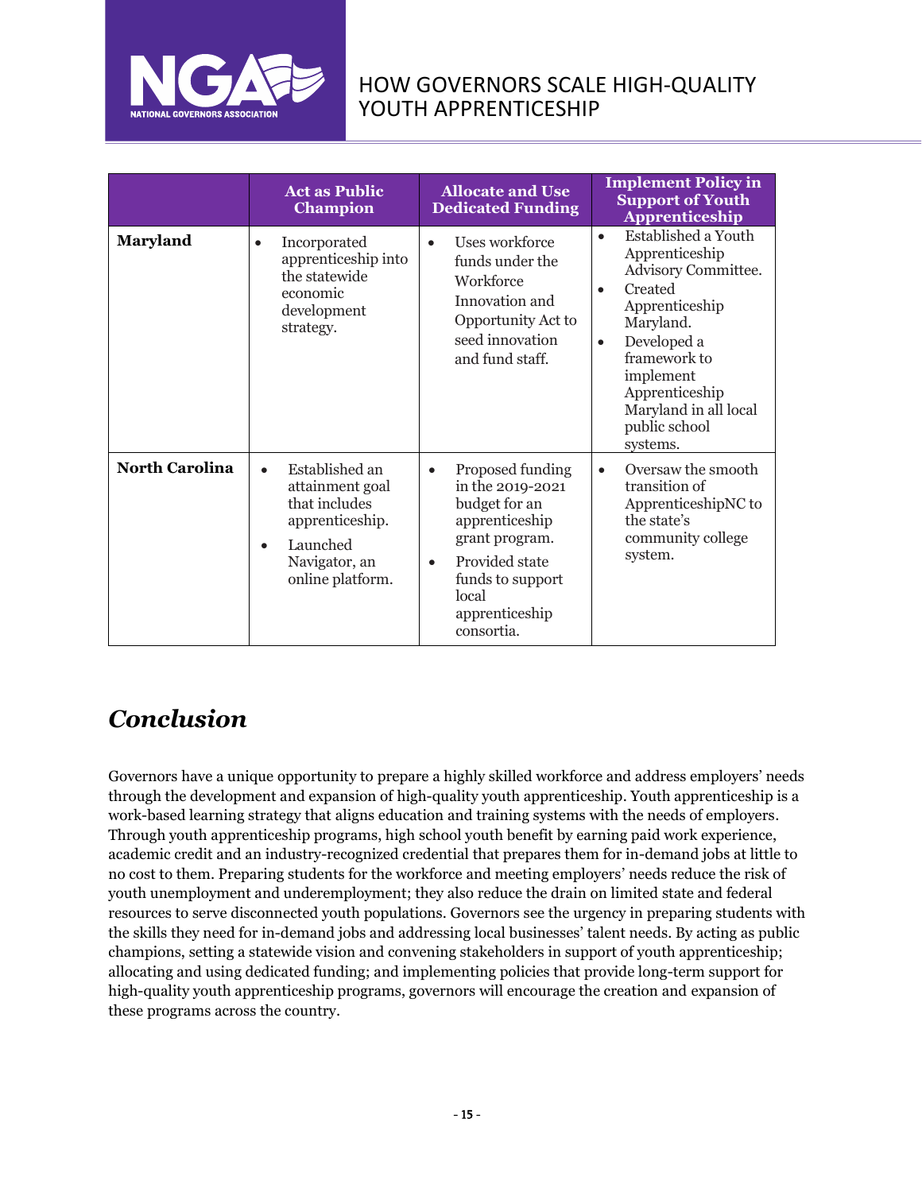| | Act as Public Champion | Allocate and Use Dedicated Funding | Implement Policy in Support of Youth Apprenticeship |
|---|---|---|---|
| **Maryland** | • Incorporated apprenticeship into the statewide economic development strategy. | • Uses workforce funds under the Workforce Innovation and Opportunity Act to seed innovation and fund staff. | • Established a Youth Apprenticeship Advisory Committee.<br>• Created Apprenticeship Maryland.<br>• Developed a framework to implement Apprenticeship Maryland in all local public school systems. |
| **North Carolina** | • Established an attainment goal that includes apprenticeship.<br>• Launched Navigator, an online platform. | • Proposed funding in the 2019-2021 budget for an apprenticeship grant program.<br>• Provided state funds to support local apprenticeship consortia. | • Oversaw the smooth transition of ApprenticeshipNC to the state's community college system. |

## *Conclusion*

Governors have a unique opportunity to prepare a highly skilled workforce and address employers' needs through the development and expansion of high-quality youth apprenticeship. Youth apprenticeship is a work-based learning strategy that aligns education and training systems with the needs of employers. Through youth apprenticeship programs, high school youth benefit by earning paid work experience, academic credit and an industry-recognized credential that prepares them for in-demand jobs at little to no cost to them. Preparing students for the workforce and meeting employers' needs reduce the risk of youth unemployment and underemployment; they also reduce the drain on limited state and federal resources to serve disconnected youth populations. Governors see the urgency in preparing students with the skills they need for in-demand jobs and addressing local businesses' talent needs. By acting as public champions, setting a statewide vision and convening stakeholders in support of youth apprenticeship; allocating and using dedicated funding; and implementing policies that provide long-term support for high-quality youth apprenticeship programs, governors will encourage the creation and expansion of these programs across the country.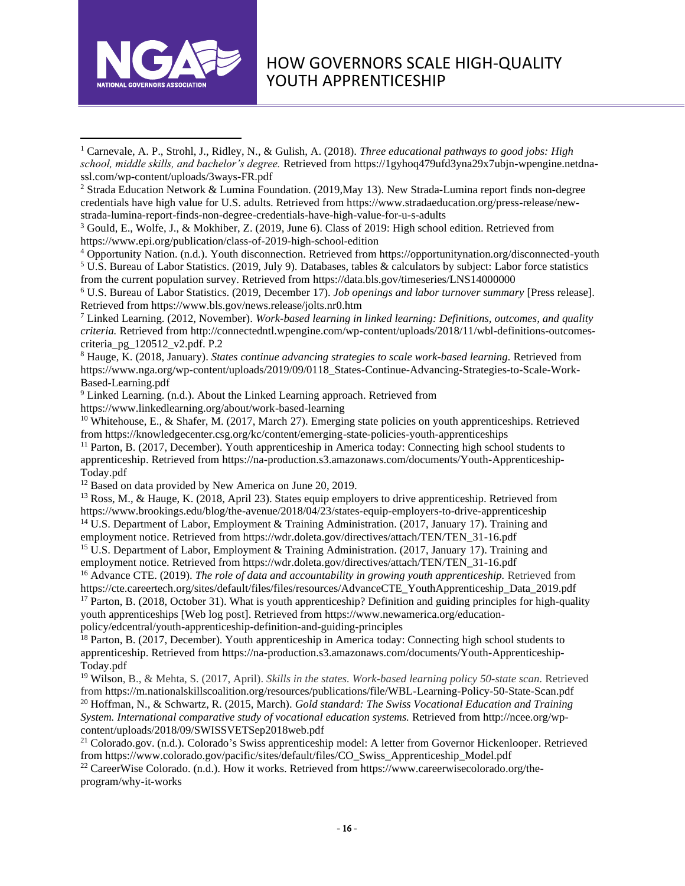[1] Carnevale, A. P., Strohl, J., Ridley, N., & Gulish, A. (2018). *Three educational pathways to good jobs: High school, middle skills, and bachelor's degree.* Retrieved from https://1gyhoq479ufd3yna29x7ubjn-wpengine.netdna-ssl.com/wp-content/uploads/3ways-FR.pdf

[2] Strada Education Network & Lumina Foundation. (2019,May 13). New Strada-Lumina report finds non-degree credentials have high value for U.S. adults. Retrieved from https://www.stradaeducation.org/press-release/new-strada-lumina-report-finds-non-degree-credentials-have-high-value-for-u-s-adults

[3] Gould, E., Wolfe, J., & Mokhiber, Z. (2019, June 6). Class of 2019: High school edition. Retrieved from https://www.epi.org/publication/class-of-2019-high-school-edition

[4] Opportunity Nation. (n.d.). Youth disconnection. Retrieved from https://opportunitynation.org/disconnected-youth

[5] U.S. Bureau of Labor Statistics. (2019, July 9). Databases, tables & calculators by subject: Labor force statistics from the current population survey. Retrieved from https://data.bls.gov/timeseries/LNS14000000

[6] U.S. Bureau of Labor Statistics. (2019, December 17). *Job openings and labor turnover summary* [Press release]. Retrieved from https://www.bls.gov/news.release/jolts.nr0.htm

[7] Linked Learning. (2012, November). *Work-based learning in linked learning: Definitions, outcomes, and quality criteria.* Retrieved from http://connectedntl.wpengine.com/wp-content/uploads/2018/11/wbl-definitions-outcomes-criteria_pg_120512_v2.pdf. P.2

[8] Hauge, K. (2018, January). *States continue advancing strategies to scale work-based learning.* Retrieved from https://www.nga.org/wp-content/uploads/2019/09/0118_States-Continue-Advancing-Strategies-to-Scale-Work-Based-Learning.pdf

[9] Linked Learning. (n.d.). About the Linked Learning approach. Retrieved from https://www.linkedlearning.org/about/work-based-learning

[10] Whitehouse, E., & Shafer, M. (2017, March 27). Emerging state policies on youth apprenticeships. Retrieved from https://knowledgecenter.csg.org/kc/content/emerging-state-policies-youth-apprenticeships

[11] Parton, B. (2017, December). Youth apprenticeship in America today: Connecting high school students to apprenticeship. Retrieved from https://na-production.s3.amazonaws.com/documents/Youth-Apprenticeship-Today.pdf

[12] Based on data provided by New America on June 20, 2019.

[13] Ross, M., & Hauge, K. (2018, April 23). States equip employers to drive apprenticeship. Retrieved from https://www.brookings.edu/blog/the-avenue/2018/04/23/states-equip-employers-to-drive-apprenticeship

[14] U.S. Department of Labor, Employment & Training Administration. (2017, January 17). Training and employment notice. Retrieved from https://wdr.doleta.gov/directives/attach/TEN/TEN_31-16.pdf

[15] U.S. Department of Labor, Employment & Training Administration. (2017, January 17). Training and employment notice. Retrieved from https://wdr.doleta.gov/directives/attach/TEN/TEN_31-16.pdf

[16] Advance CTE. (2019). *The role of data and accountability in growing youth apprenticeship.* Retrieved from https://cte.careertech.org/sites/default/files/files/resources/AdvanceCTE_YouthApprenticeship_Data_2019.pdf

[17] Parton, B. (2018, October 31). What is youth apprenticeship? Definition and guiding principles for high-quality youth apprenticeships [Web log post]. Retrieved from https://www.newamerica.org/education-policy/edcentral/youth-apprenticeship-definition-and-guiding-principles

[18] Parton, B. (2017, December). Youth apprenticeship in America today: Connecting high school students to apprenticeship. Retrieved from https://na-production.s3.amazonaws.com/documents/Youth-Apprenticeship-Today.pdf

[19] Wilson, B., & Mehta, S. (2017, April). *Skills in the states. Work-based learning policy 50-state scan.* Retrieved from https://m.nationalskillscoalition.org/resources/publications/file/WBL-Learning-Policy-50-State-Scan.pdf

[20] Hoffman, N., & Schwartz, R. (2015, March). *Gold standard: The Swiss Vocational Education and Training System. International comparative study of vocational education systems.* Retrieved from http://ncee.org/wp-content/uploads/2018/09/SWISSVETSep2018web.pdf

[21] Colorado.gov. (n.d.). Colorado's Swiss apprenticeship model: A letter from Governor Hickenlooper. Retrieved from https://www.colorado.gov/pacific/sites/default/files/CO_Swiss_Apprenticeship_Model.pdf

[22] CareerWise Colorado. (n.d.). How it works. Retrieved from https://www.careerwisecolorado.org/the-program/why-it-works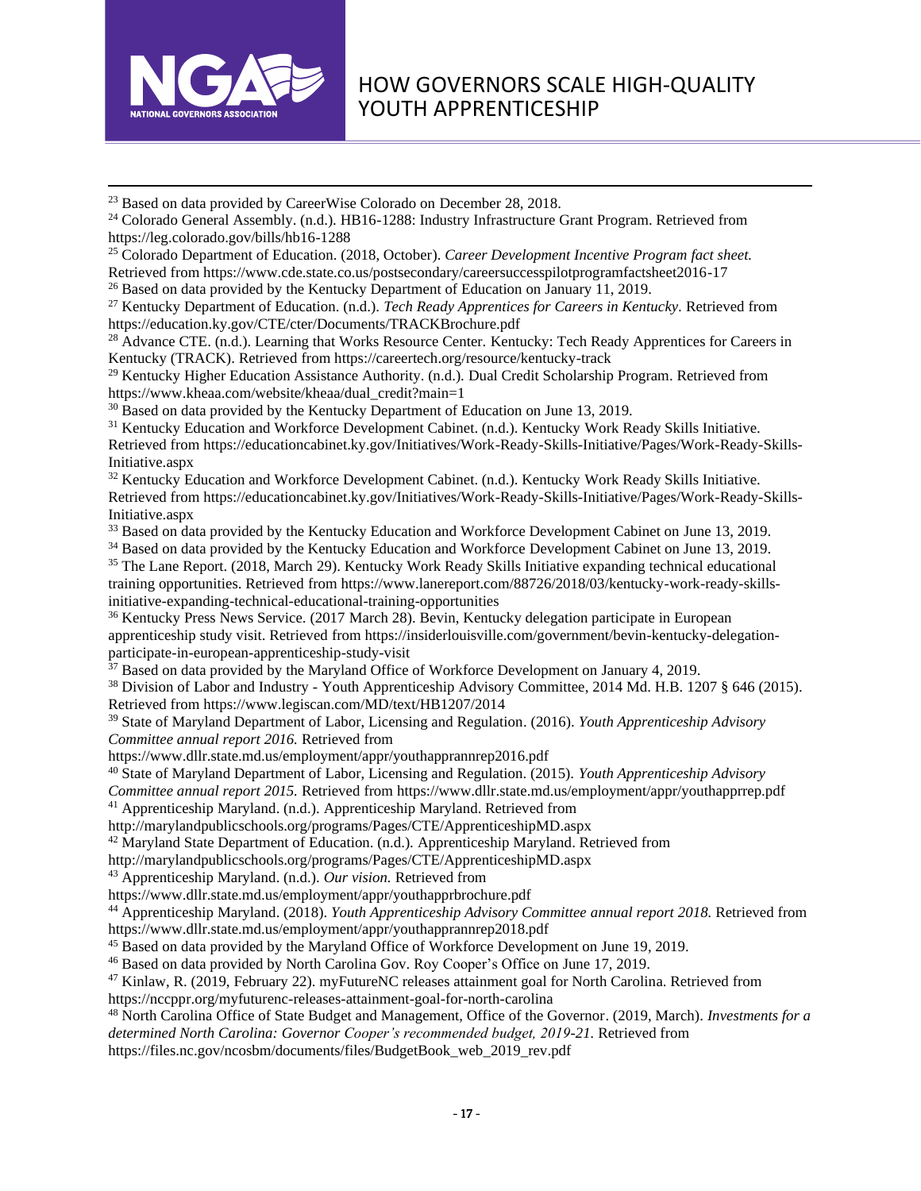[23] Based on data provided by CareerWise Colorado on December 28, 2018.

[24] Colorado General Assembly. (n.d.). HB16-1288: Industry Infrastructure Grant Program. Retrieved from https://leg.colorado.gov/bills/hb16-1288

[25] Colorado Department of Education. (2018, October). *Career Development Incentive Program fact sheet.* Retrieved from https://www.cde.state.co.us/postsecondary/careersuccesspilotprogramfactsheet2016-17

[26] Based on data provided by the Kentucky Department of Education on January 11, 2019.

[27] Kentucky Department of Education. (n.d.). *Tech Ready Apprentices for Careers in Kentucky.* Retrieved from https://education.ky.gov/CTE/cter/Documents/TRACKBrochure.pdf

[28] Advance CTE. (n.d.). Learning that Works Resource Center. Kentucky: Tech Ready Apprentices for Careers in Kentucky (TRACK). Retrieved from https://careertech.org/resource/kentucky-track

[29] Kentucky Higher Education Assistance Authority. (n.d.). Dual Credit Scholarship Program. Retrieved from https://www.kheaa.com/website/kheaa/dual_credit?main=1

[30] Based on data provided by the Kentucky Department of Education on June 13, 2019.

[31] Kentucky Education and Workforce Development Cabinet. (n.d.). Kentucky Work Ready Skills Initiative. Retrieved from https://educationcabinet.ky.gov/Initiatives/Work-Ready-Skills-Initiative/Pages/Work-Ready-Skills-Initiative.aspx

[32] Kentucky Education and Workforce Development Cabinet. (n.d.). Kentucky Work Ready Skills Initiative. Retrieved from https://educationcabinet.ky.gov/Initiatives/Work-Ready-Skills-Initiative/Pages/Work-Ready-Skills-Initiative.aspx

[33] Based on data provided by the Kentucky Education and Workforce Development Cabinet on June 13, 2019.

[34] Based on data provided by the Kentucky Education and Workforce Development Cabinet on June 13, 2019.

[35] The Lane Report. (2018, March 29). Kentucky Work Ready Skills Initiative expanding technical educational training opportunities. Retrieved from https://www.lanereport.com/88726/2018/03/kentucky-work-ready-skills-initiative-expanding-technical-educational-training-opportunities

[36] Kentucky Press News Service. (2017 March 28). Bevin, Kentucky delegation participate in European apprenticeship study visit. Retrieved from https://insiderlouisville.com/government/bevin-kentucky-delegation-participate-in-european-apprenticeship-study-visit

[37] Based on data provided by the Maryland Office of Workforce Development on January 4, 2019.

[38] Division of Labor and Industry - Youth Apprenticeship Advisory Committee, 2014 Md. H.B. 1207 § 646 (2015). Retrieved from https://www.legiscan.com/MD/text/HB1207/2014

[39] State of Maryland Department of Labor, Licensing and Regulation. (2016). *Youth Apprenticeship Advisory Committee annual report 2016.* Retrieved from https://www.dllr.state.md.us/employment/appr/youthapprannrep2016.pdf

[40] State of Maryland Department of Labor, Licensing and Regulation. (2015). *Youth Apprenticeship Advisory Committee annual report 2015.* Retrieved from https://www.dllr.state.md.us/employment/appr/youthapprrep.pdf

[41] Apprenticeship Maryland. (n.d.). Apprenticeship Maryland. Retrieved from http://marylandpublicschools.org/programs/Pages/CTE/ApprenticeshipMD.aspx

[42] Maryland State Department of Education. (n.d.). Apprenticeship Maryland. Retrieved from http://marylandpublicschools.org/programs/Pages/CTE/ApprenticeshipMD.aspx

[43] Apprenticeship Maryland. (n.d.). *Our vision.* Retrieved from https://www.dllr.state.md.us/employment/appr/youthapprbrochure.pdf

[44] Apprenticeship Maryland. (2018). *Youth Apprenticeship Advisory Committee annual report 2018.* Retrieved from https://www.dllr.state.md.us/employment/appr/youthapprannrep2018.pdf

[45] Based on data provided by the Maryland Office of Workforce Development on June 19, 2019.

[46] Based on data provided by North Carolina Gov. Roy Cooper's Office on June 17, 2019.

[47] Kinlaw, R. (2019, February 22). myFutureNC releases attainment goal for North Carolina. Retrieved from https://nccppr.org/myfuturenc-releases-attainment-goal-for-north-carolina

[48] North Carolina Office of State Budget and Management, Office of the Governor. (2019, March). *Investments for a determined North Carolina: Governor Cooper's recommended budget, 2019-21.* Retrieved from https://files.nc.gov/ncosbm/documents/files/BudgetBook_web_2019_rev.pdf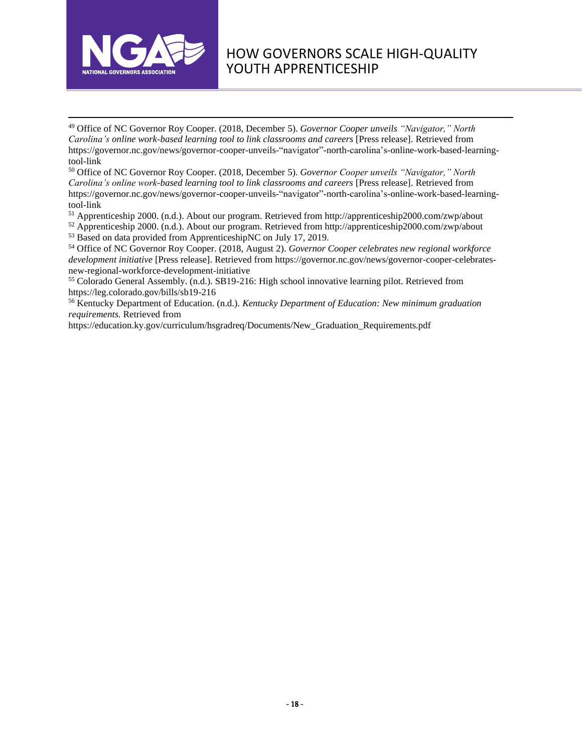[49] Office of NC Governor Roy Cooper. (2018, December 5). *Governor Cooper unveils "Navigator," North Carolina's online work-based learning tool to link classrooms and careers* [Press release]. Retrieved from https://governor.nc.gov/news/governor-cooper-unveils-"navigator"-north-carolina's-online-work-based-learning-tool-link

[50] Office of NC Governor Roy Cooper. (2018, December 5). *Governor Cooper unveils "Navigator," North Carolina's online work-based learning tool to link classrooms and careers* [Press release]. Retrieved from https://governor.nc.gov/news/governor-cooper-unveils-"navigator"-north-carolina's-online-work-based-learning-tool-link

[51] Apprenticeship 2000. (n.d.). About our program. Retrieved from http://apprenticeship2000.com/zwp/about

[52] Apprenticeship 2000. (n.d.). About our program. Retrieved from http://apprenticeship2000.com/zwp/about

[53] Based on data provided from ApprenticeshipNC on July 17, 2019.

[54] Office of NC Governor Roy Cooper. (2018, August 2). *Governor Cooper celebrates new regional workforce development initiative* [Press release]. Retrieved from https://governor.nc.gov/news/governor-cooper-celebrates-new-regional-workforce-development-initiative

[55] Colorado General Assembly. (n.d.). SB19-216: High school innovative learning pilot. Retrieved from https://leg.colorado.gov/bills/sb19-216

[56] Kentucky Department of Education. (n.d.). *Kentucky Department of Education: New minimum graduation requirements.* Retrieved from https://education.ky.gov/curriculum/hsgradreq/Documents/New_Graduation_Requirements.pdf